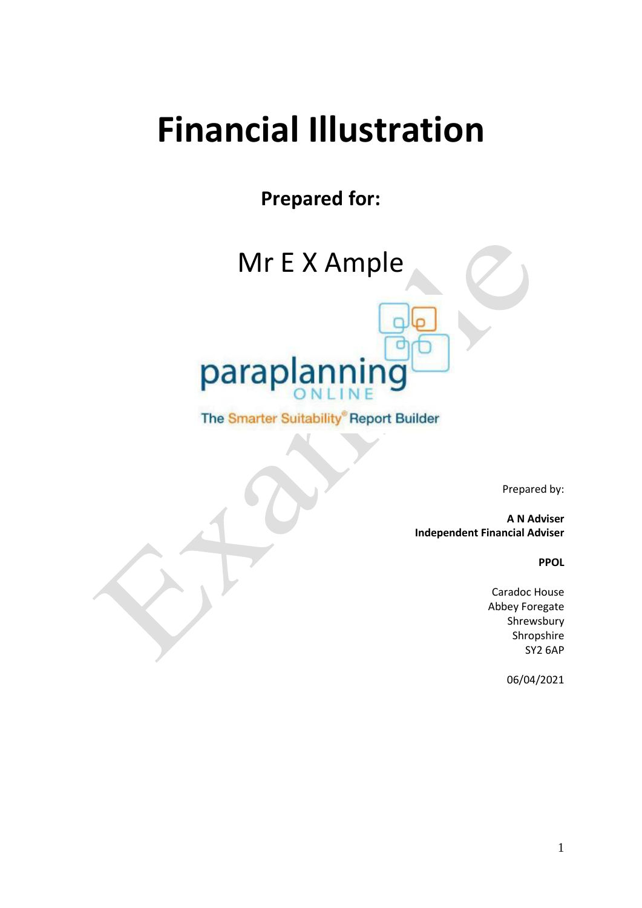# Financial Illustration

**Prepared for:**

Mr E X Ample

paraplanning ONLINE

The Smarter Suitability® Report Builder

Prepared by:

**A N Adviser**
**Independent Financial Adviser**

**PPOL**

Caradoc House
Abbey Foregate
Shrewsbury
Shropshire
SY2 6AP

06/04/2021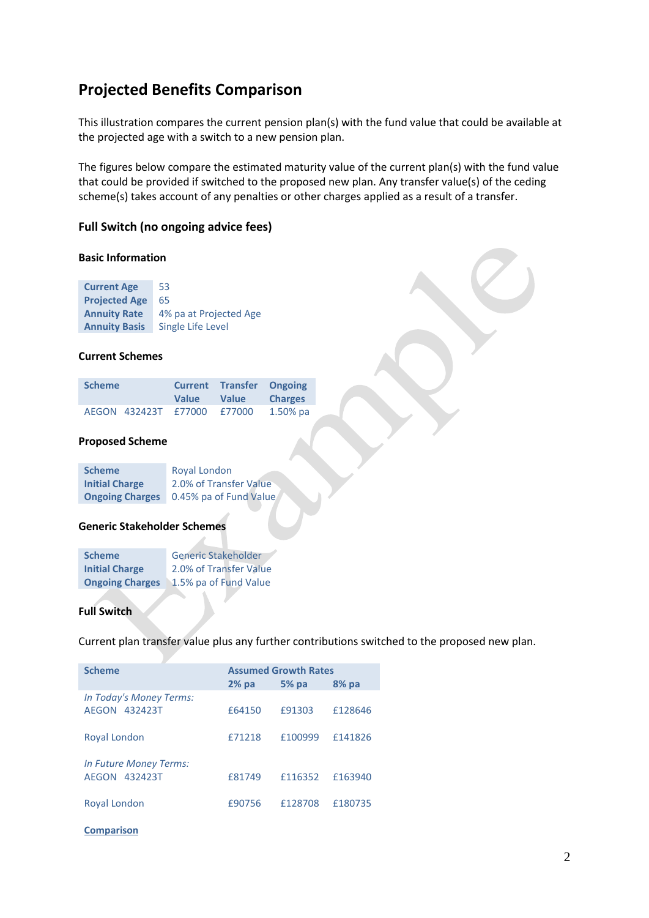## Projected Benefits Comparison

This illustration compares the current pension plan(s) with the fund value that could be available at the projected age with a switch to a new pension plan.

The figures below compare the estimated maturity value of the current plan(s) with the fund value that could be provided if switched to the proposed new plan. Any transfer value(s) of the ceding scheme(s) takes account of any penalties or other charges applied as a result of a transfer.

### Full Switch (no ongoing advice fees)

#### Basic Information

| | |
|---|---|
| **Current Age** | 53 |
| **Projected Age** | 65 |
| **Annuity Rate** | 4% pa at Projected Age |
| **Annuity Basis** | Single Life Level |

#### Current Schemes

| Scheme | Current Value | Transfer Value | Ongoing Charges |
|---|---|---|---|
| AEGON 432423T | £77000 | £77000 | 1.50% pa |

#### Proposed Scheme

| | |
|---|---|
| **Scheme** | Royal London |
| **Initial Charge** | 2.0% of Transfer Value |
| **Ongoing Charges** | 0.45% pa of Fund Value |

#### Generic Stakeholder Schemes

| | |
|---|---|
| **Scheme** | Generic Stakeholder |
| **Initial Charge** | 2.0% of Transfer Value |
| **Ongoing Charges** | 1.5% pa of Fund Value |

#### Full Switch

Current plan transfer value plus any further contributions switched to the proposed new plan.

| Scheme | Assumed Growth Rates | | |
|---|---|---|---|
| | 2% pa | 5% pa | 8% pa |
| *In Today's Money Terms:* | | | |
| AEGON 432423T | £64150 | £91303 | £128646 |
| Royal London | £71218 | £100999 | £141826 |
| *In Future Money Terms:* | | | |
| AEGON 432423T | £81749 | £116352 | £163940 |
| Royal London | £90756 | £128708 | £180735 |

**Comparison**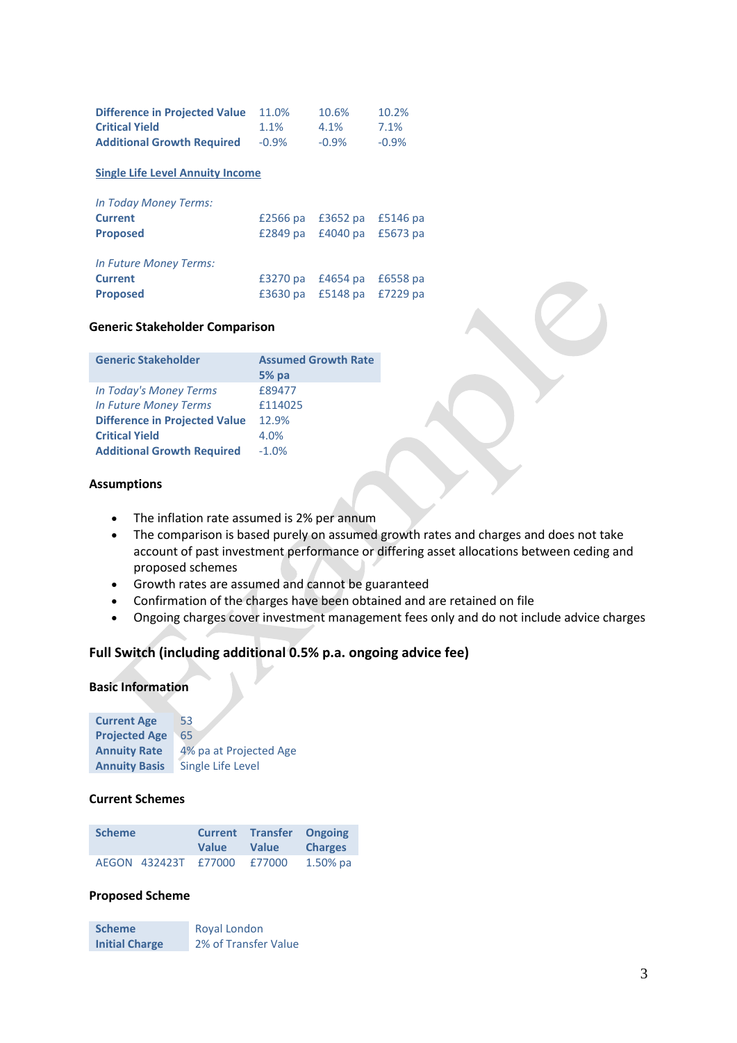| | | | |
|---|---|---|---|
| **Difference in Projected Value** | 11.0% | 10.6% | 10.2% |
| **Critical Yield** | 1.1% | 4.1% | 7.1% |
| **Additional Growth Required** | -0.9% | -0.9% | -0.9% |

**Single Life Level Annuity Income**

| | | | |
|---|---|---|---|
| *In Today Money Terms:* | | | |
| **Current** | £2566 pa | £3652 pa | £5146 pa |
| **Proposed** | £2849 pa | £4040 pa | £5673 pa |
| | | | |
| *In Future Money Terms:* | | | |
| **Current** | £3270 pa | £4654 pa | £6558 pa |
| **Proposed** | £3630 pa | £5148 pa | £7229 pa |

### Generic Stakeholder Comparison

| Generic Stakeholder | Assumed Growth Rate 5% pa |
|---|---|
| *In Today's Money Terms* | £89477 |
| *In Future Money Terms* | £114025 |
| **Difference in Projected Value** | 12.9% |
| **Critical Yield** | 4.0% |
| **Additional Growth Required** | -1.0% |

### Assumptions

- The inflation rate assumed is 2% per annum
- The comparison is based purely on assumed growth rates and charges and does not take account of past investment performance or differing asset allocations between ceding and proposed schemes
- Growth rates are assumed and cannot be guaranteed
- Confirmation of the charges have been obtained and are retained on file
- Ongoing charges cover investment management fees only and do not include advice charges

## Full Switch (including additional 0.5% p.a. ongoing advice fee)

### Basic Information

| | |
|---|---|
| **Current Age** | 53 |
| **Projected Age** | 65 |
| **Annuity Rate** | 4% pa at Projected Age |
| **Annuity Basis** | Single Life Level |

### Current Schemes

| Scheme | Current Value | Transfer Value | Ongoing Charges |
|---|---|---|---|
| AEGON 432423T | £77000 | £77000 | 1.50% pa |

### Proposed Scheme

| | |
|---|---|
| **Scheme** | Royal London |
| **Initial Charge** | 2% of Transfer Value |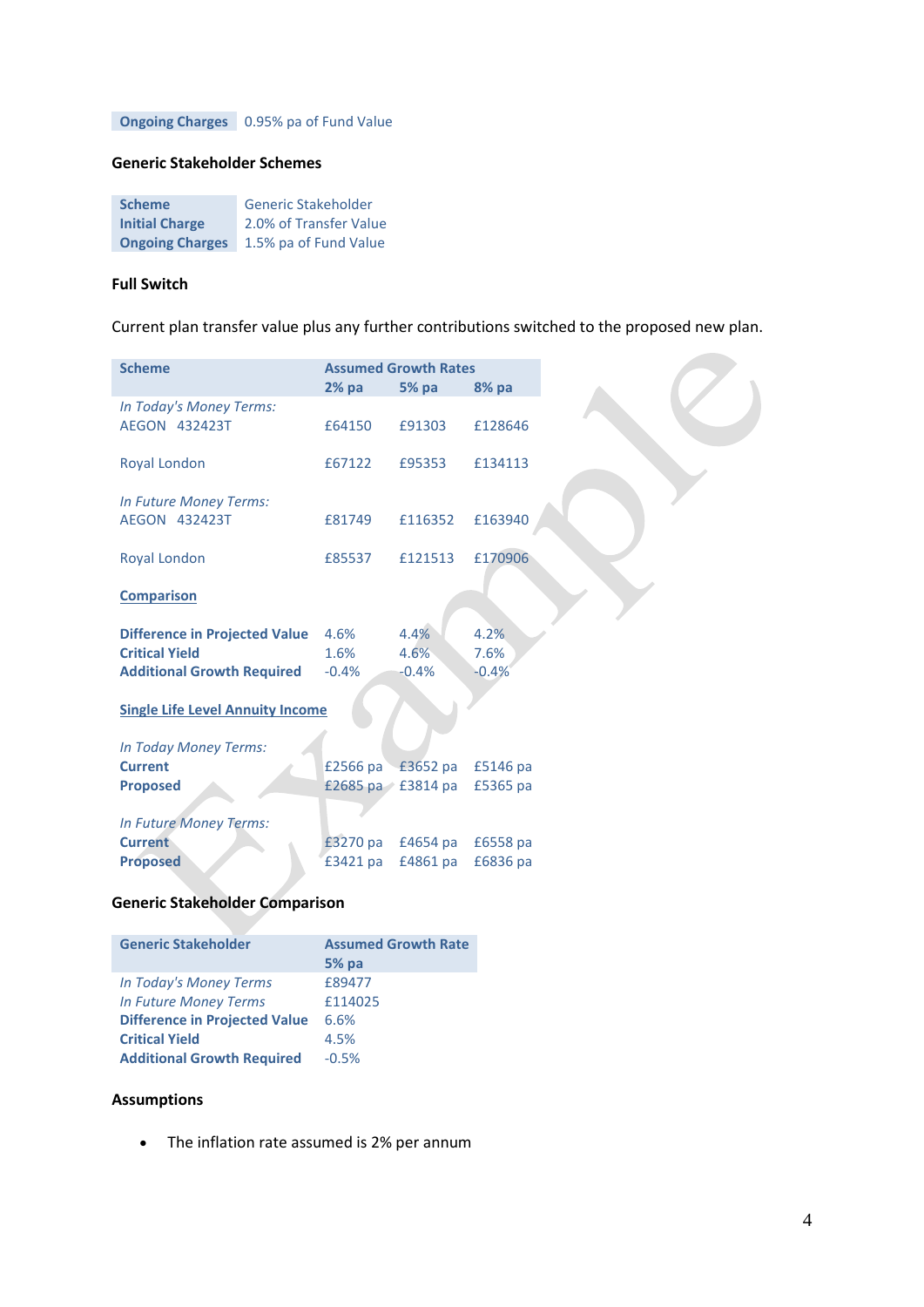| Ongoing Charges | 0.95% pa of Fund Value |
|---|---|

### Generic Stakeholder Schemes

| Scheme | Generic Stakeholder |
|---|---|
| Initial Charge | 2.0% of Transfer Value |
| Ongoing Charges | 1.5% pa of Fund Value |

### Full Switch

Current plan transfer value plus any further contributions switched to the proposed new plan.

| Scheme | Assumed Growth Rates | | |
|---|---|---|---|
| | 2% pa | 5% pa | 8% pa |
| *In Today's Money Terms:* | | | |
| AEGON 432423T | £64150 | £91303 | £128646 |
| Royal London | £67122 | £95353 | £134113 |
| *In Future Money Terms:* | | | |
| AEGON 432423T | £81749 | £116352 | £163940 |
| Royal London | £85537 | £121513 | £170906 |
| **Comparison** | | | |
| **Difference in Projected Value** | 4.6% | 4.4% | 4.2% |
| **Critical Yield** | 1.6% | 4.6% | 7.6% |
| **Additional Growth Required** | -0.4% | -0.4% | -0.4% |
| **Single Life Level Annuity Income** | | | |
| *In Today Money Terms:* | | | |
| **Current** | £2566 pa | £3652 pa | £5146 pa |
| **Proposed** | £2685 pa | £3814 pa | £5365 pa |
| *In Future Money Terms:* | | | |
| **Current** | £3270 pa | £4654 pa | £6558 pa |
| **Proposed** | £3421 pa | £4861 pa | £6836 pa |

### Generic Stakeholder Comparison

| Generic Stakeholder | Assumed Growth Rate |
|---|---|
| | 5% pa |
| *In Today's Money Terms* | £89477 |
| *In Future Money Terms* | £114025 |
| **Difference in Projected Value** | 6.6% |
| **Critical Yield** | 4.5% |
| **Additional Growth Required** | -0.5% |

### Assumptions

- The inflation rate assumed is 2% per annum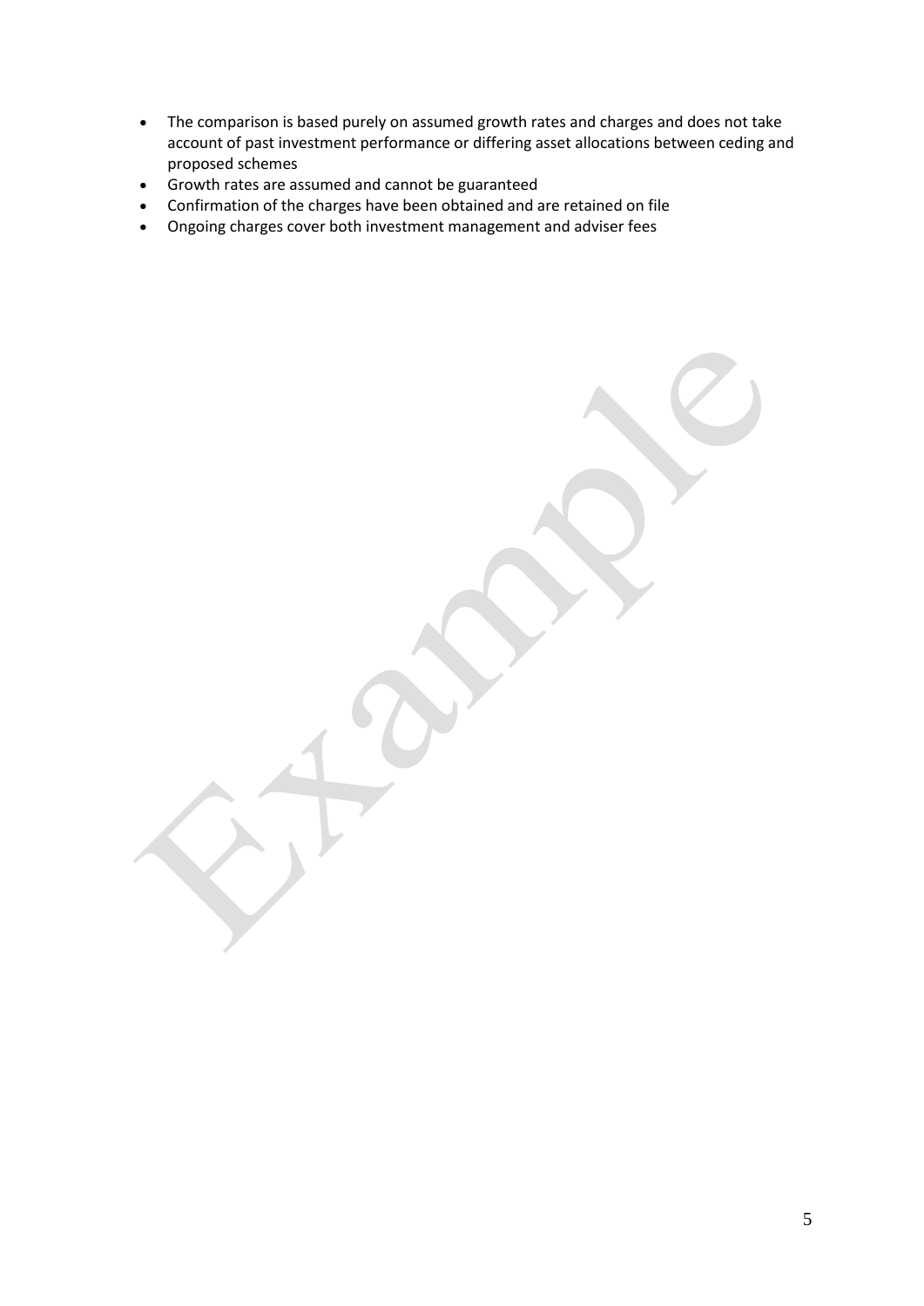- The comparison is based purely on assumed growth rates and charges and does not take account of past investment performance or differing asset allocations between ceding and proposed schemes
- Growth rates are assumed and cannot be guaranteed
- Confirmation of the charges have been obtained and are retained on file
- Ongoing charges cover both investment management and adviser fees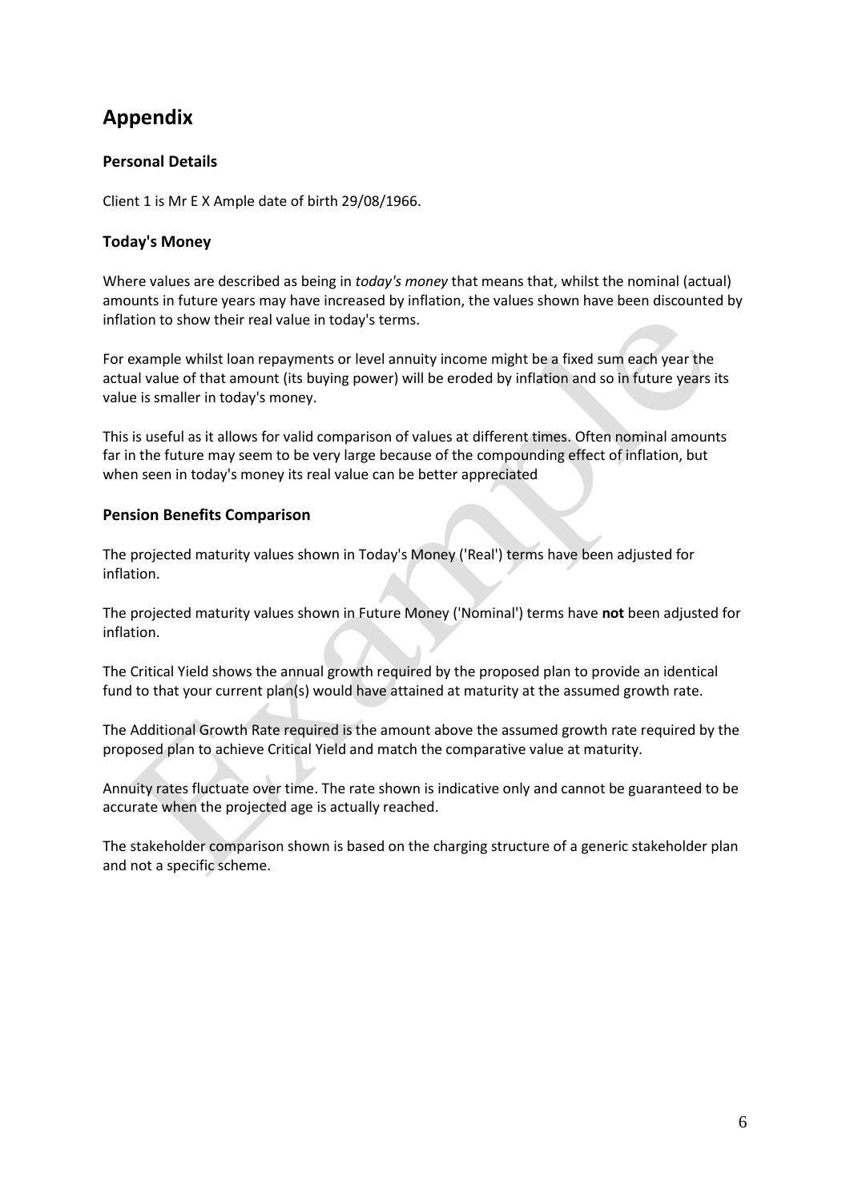# Appendix

### Personal Details

Client 1 is Mr E X Ample date of birth 29/08/1966.

### Today's Money

Where values are described as being in *today's money* that means that, whilst the nominal (actual) amounts in future years may have increased by inflation, the values shown have been discounted by inflation to show their real value in today's terms.

For example whilst loan repayments or level annuity income might be a fixed sum each year the actual value of that amount (its buying power) will be eroded by inflation and so in future years its value is smaller in today's money.

This is useful as it allows for valid comparison of values at different times. Often nominal amounts far in the future may seem to be very large because of the compounding effect of inflation, but when seen in today's money its real value can be better appreciated

### Pension Benefits Comparison

The projected maturity values shown in Today's Money ('Real') terms have been adjusted for inflation.

The projected maturity values shown in Future Money ('Nominal') terms have **not** been adjusted for inflation.

The Critical Yield shows the annual growth required by the proposed plan to provide an identical fund to that your current plan(s) would have attained at maturity at the assumed growth rate.

The Additional Growth Rate required is the amount above the assumed growth rate required by the proposed plan to achieve Critical Yield and match the comparative value at maturity.

Annuity rates fluctuate over time. The rate shown is indicative only and cannot be guaranteed to be accurate when the projected age is actually reached.

The stakeholder comparison shown is based on the charging structure of a generic stakeholder plan and not a specific scheme.